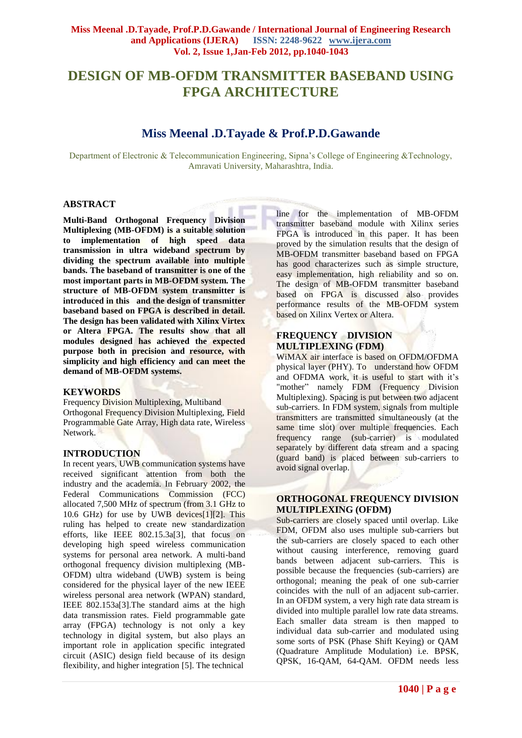# DESIGN OF MB-OFDM TRANSMITTER BASEBAND USING FPGA ARCHITECTURE

## Miss Meenal .D.Tayade & Prof.P.D.Gawande

Department of Electronic & Telecommunication Engineering, Sipna's College of Engineering &Technology, Amravati University, Maharashtra, India.

## ABSTRACT

**Multi-Band Orthogonal Frequency Division Multiplexing (MB-OFDM) is a suitable solution to implementation of high speed data transmission in ultra wideband spectrum by dividing the spectrum available into multiple bands. The baseband of transmitter is one of the most important parts in MB-OFDM system. The structure of MB-OFDM system transmitter is introduced in this and the design of transmitter baseband based on FPGA is described in detail. The design has been validated with Xilinx Virtex or Altera FPGA. The results show that all modules designed has achieved the expected purpose both in precision and resource, with simplicity and high efficiency and can meet the demand of MB-OFDM systems.**

## KEYWORDS

Frequency Division Multiplexing, Multiband Orthogonal Frequency Division Multiplexing, Field Programmable Gate Array, High data rate, Wireless Network.

## INTRODUCTION

In recent years, UWB communication systems have received significant attention from both the industry and the academia. In February 2002, the Federal Communications Commission (FCC) allocated 7,500 MHz of spectrum (from 3.1 GHz to 10.6 GHz) for use by UWB devices[1][2]. This ruling has helped to create new standardization efforts, like IEEE 802.15.3a[3], that focus on developing high speed wireless communication systems for personal area network. A multi-band orthogonal frequency division multiplexing (MB-OFDM) ultra wideband (UWB) system is being considered for the physical layer of the new IEEE wireless personal area network (WPAN) standard, IEEE 802.153a[3].The standard aims at the high data transmission rates. Field programmable gate array (FPGA) technology is not only a key technology in digital system, but also plays an important role in application specific integrated circuit (ASIC) design field because of its design flexibility, and higher integration [5]. The technical line for the implementation of MB-OFDM transmitter baseband module with Xilinx series FPGA is introduced in this paper. It has been proved by the simulation results that the design of MB-OFDM transmitter baseband based on FPGA has good characterizes such as simple structure, easy implementation, high reliability and so on. The design of MB-OFDM transmitter baseband based on FPGA is discussed also provides performance results of the MB-OFDM system based on Xilinx Vertex or Altera.

## FREQUENCY DIVISION MULTIPLEXING (FDM)

WiMAX air interface is based on OFDM/OFDMA physical layer (PHY). To understand how OFDM and OFDMA work, it is useful to start with it's "mother" namely FDM (Frequency Division Multiplexing). Spacing is put between two adjacent sub-carriers. In FDM system, signals from multiple transmitters are transmitted simultaneously (at the same time slot) over multiple frequencies. Each frequency range (sub-carrier) is modulated separately by different data stream and a spacing (guard band) is placed between sub-carriers to avoid signal overlap.

## ORTHOGONAL FREQUENCY DIVISION MULTIPLEXING (OFDM)

Sub-carriers are closely spaced until overlap. Like FDM, OFDM also uses multiple sub-carriers but the sub-carriers are closely spaced to each other without causing interference, removing guard bands between adjacent sub-carriers. This is possible because the frequencies (sub-carriers) are orthogonal; meaning the peak of one sub-carrier coincides with the null of an adjacent sub-carrier. In an OFDM system, a very high rate data stream is divided into multiple parallel low rate data streams. Each smaller data stream is then mapped to individual data sub-carrier and modulated using some sorts of PSK (Phase Shift Keying) or QAM (Quadrature Amplitude Modulation) i.e. BPSK, QPSK, 16-QAM, 64-QAM. OFDM needs less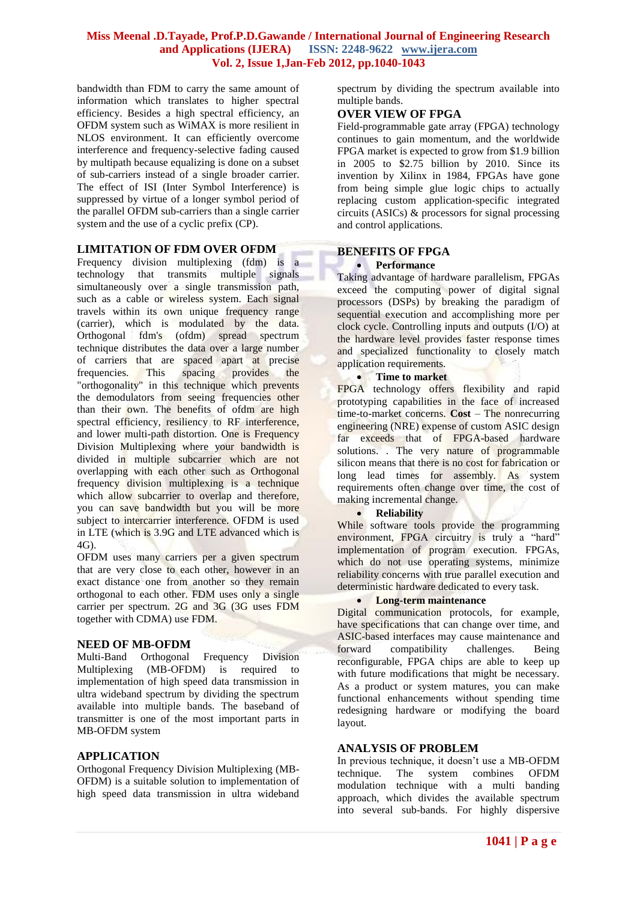bandwidth than FDM to carry the same amount of information which translates to higher spectral efficiency. Besides a high spectral efficiency, an OFDM system such as WiMAX is more resilient in NLOS environment. It can efficiently overcome interference and frequency-selective fading caused by multipath because equalizing is done on a subset of sub-carriers instead of a single broader carrier. The effect of ISI (Inter Symbol Interference) is suppressed by virtue of a longer symbol period of the parallel OFDM sub-carriers than a single carrier system and the use of a cyclic prefix (CP).

## LIMITATION OF FDM OVER OFDM

Frequency division multiplexing (fdm) is a technology that transmits multiple signals simultaneously over a single transmission path, such as a cable or wireless system. Each signal travels within its own unique frequency range (carrier), which is modulated by the data. Orthogonal fdm's (ofdm) spread spectrum technique distributes the data over a large number of carriers that are spaced apart at precise frequencies. This spacing provides the "orthogonality" in this technique which prevents the demodulators from seeing frequencies other than their own. The benefits of ofdm are high spectral efficiency, resiliency to RF interference, and lower multi-path distortion. One is Frequency Division Multiplexing where your bandwidth is divided in multiple subcarrier which are not overlapping with each other such as Orthogonal frequency division multiplexing is a technique which allow subcarrier to overlap and therefore, you can save bandwidth but you will be more subject to intercarrier interference. OFDM is used in LTE (which is 3.9G and LTE advanced which is 4G).

OFDM uses many carriers per a given spectrum that are very close to each other, however in an exact distance one from another so they remain orthogonal to each other. FDM uses only a single carrier per spectrum. 2G and 3G (3G uses FDM together with CDMA) use FDM.

## NEED OF MB-OFDM

Multi-Band Orthogonal Frequency Division Multiplexing (MB-OFDM) is required to implementation of high speed data transmission in ultra wideband spectrum by dividing the spectrum available into multiple bands. The baseband of transmitter is one of the most important parts in MB-OFDM system

## APPLICATION

Orthogonal Frequency Division Multiplexing (MB-OFDM) is a suitable solution to implementation of high speed data transmission in ultra wideband spectrum by dividing the spectrum available into multiple bands.

## OVER VIEW OF FPGA

Field-programmable gate array (FPGA) technology continues to gain momentum, and the worldwide FPGA market is expected to grow from $1.9 billion in 2005 to $2.75 billion by 2010. Since its invention by Xilinx in 1984, FPGAs have gone from being simple glue logic chips to actually replacing custom application-specific integrated circuits (ASICs) & processors for signal processing and control applications.

## BENEFITS OF FPGA

- **Performance**

Taking advantage of hardware parallelism, FPGAs exceed the computing power of digital signal processors (DSPs) by breaking the paradigm of sequential execution and accomplishing more per clock cycle. Controlling inputs and outputs (I/O) at the hardware level provides faster response times and specialized functionality to closely match application requirements.

- **Time to market**

FPGA technology offers flexibility and rapid prototyping capabilities in the face of increased time-to-market concerns. **Cost** – The nonrecurring engineering (NRE) expense of custom ASIC design far exceeds that of FPGA-based hardware solutions. . The very nature of programmable silicon means that there is no cost for fabrication or long lead times for assembly. As system requirements often change over time, the cost of making incremental change.

- **Reliability**

While software tools provide the programming environment, FPGA circuitry is truly a "hard" implementation of program execution. FPGAs, which do not use operating systems, minimize reliability concerns with true parallel execution and deterministic hardware dedicated to every task.

- **Long-term maintenance**

Digital communication protocols, for example, have specifications that can change over time, and ASIC-based interfaces may cause maintenance and forward compatibility challenges. Being reconfigurable, FPGA chips are able to keep up with future modifications that might be necessary. As a product or system matures, you can make functional enhancements without spending time redesigning hardware or modifying the board layout.

## ANALYSIS OF PROBLEM

In previous technique, it doesn't use a MB-OFDM technique. The system combines OFDM modulation technique with a multi banding approach, which divides the available spectrum into several sub-bands. For highly dispersive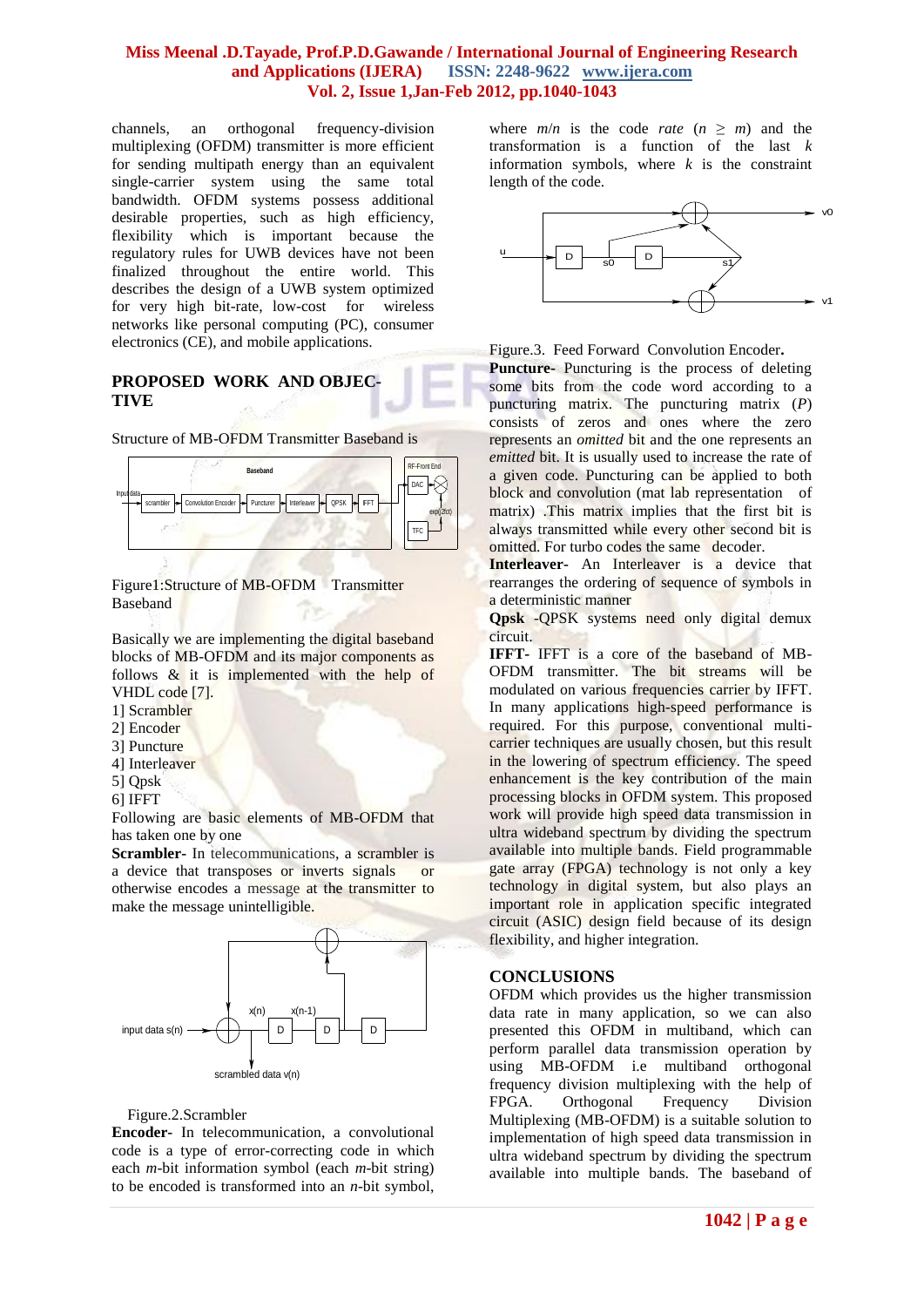channels, an orthogonal frequency-division multiplexing (OFDM) transmitter is more efficient for sending multipath energy than an equivalent single-carrier system using the same total bandwidth. OFDM systems possess additional desirable properties, such as high efficiency, flexibility which is important because the regulatory rules for UWB devices have not been finalized throughout the entire world. This describes the design of a UWB system optimized for very high bit-rate, low-cost for wireless networks like personal computing (PC), consumer electronics (CE), and mobile applications.

## PROPOSED WORK AND OBJECTIVE

Structure of MB-OFDM Transmitter Baseband is

Figure1:Structure of MB-OFDM Transmitter Baseband

Basically we are implementing the digital baseband blocks of MB-OFDM and its major components as follows & it is implemented with the help of VHDL code [7].

1] Scrambler
2] Encoder
3] Puncture
4] Interleaver
5] Qpsk
6] IFFT

Following are basic elements of MB-OFDM that has taken one by one

**Scrambler-** In telecommunications, a scrambler is a device that transposes or inverts signals or otherwise encodes a message at the transmitter to make the message unintelligible.

Figure.2.Scrambler

**Encoder-** In telecommunication, a convolutional code is a type of error-correcting code in which each *m*-bit information symbol (each *m*-bit string) to be encoded is transformed into an *n*-bit symbol, where $m/n$ is the code *rate* ($n \geq m$) and the transformation is a function of the last *k* information symbols, where *k* is the constraint length of the code.

Figure.3. Feed Forward Convolution Encoder**.**

**Puncture-** Puncturing is the process of deleting some bits from the code word according to a puncturing matrix. The puncturing matrix (*P*) consists of zeros and ones where the zero represents an *omitted* bit and the one represents an *emitted* bit. It is usually used to increase the rate of a given code. Puncturing can be applied to both block and convolution (mat lab representation of matrix) .This matrix implies that the first bit is always transmitted while every other second bit is omitted. For turbo codes the same decoder.

**Interleaver-** An Interleaver is a device that rearranges the ordering of sequence of symbols in a deterministic manner

**Qpsk** -QPSK systems need only digital demux circuit.

**IFFT-** IFFT is a core of the baseband of MB-OFDM transmitter. The bit streams will be modulated on various frequencies carrier by IFFT. In many applications high-speed performance is required. For this purpose, conventional multi-carrier techniques are usually chosen, but this result in the lowering of spectrum efficiency. The speed enhancement is the key contribution of the main processing blocks in OFDM system. This proposed work will provide high speed data transmission in ultra wideband spectrum by dividing the spectrum available into multiple bands. Field programmable gate array (FPGA) technology is not only a key technology in digital system, but also plays an important role in application specific integrated circuit (ASIC) design field because of its design flexibility, and higher integration.

## CONCLUSIONS

OFDM which provides us the higher transmission data rate in many application, so we can also presented this OFDM in multiband, which can perform parallel data transmission operation by using MB-OFDM i.e multiband orthogonal frequency division multiplexing with the help of FPGA. Orthogonal Frequency Division Multiplexing (MB-OFDM) is a suitable solution to implementation of high speed data transmission in ultra wideband spectrum by dividing the spectrum available into multiple bands. The baseband of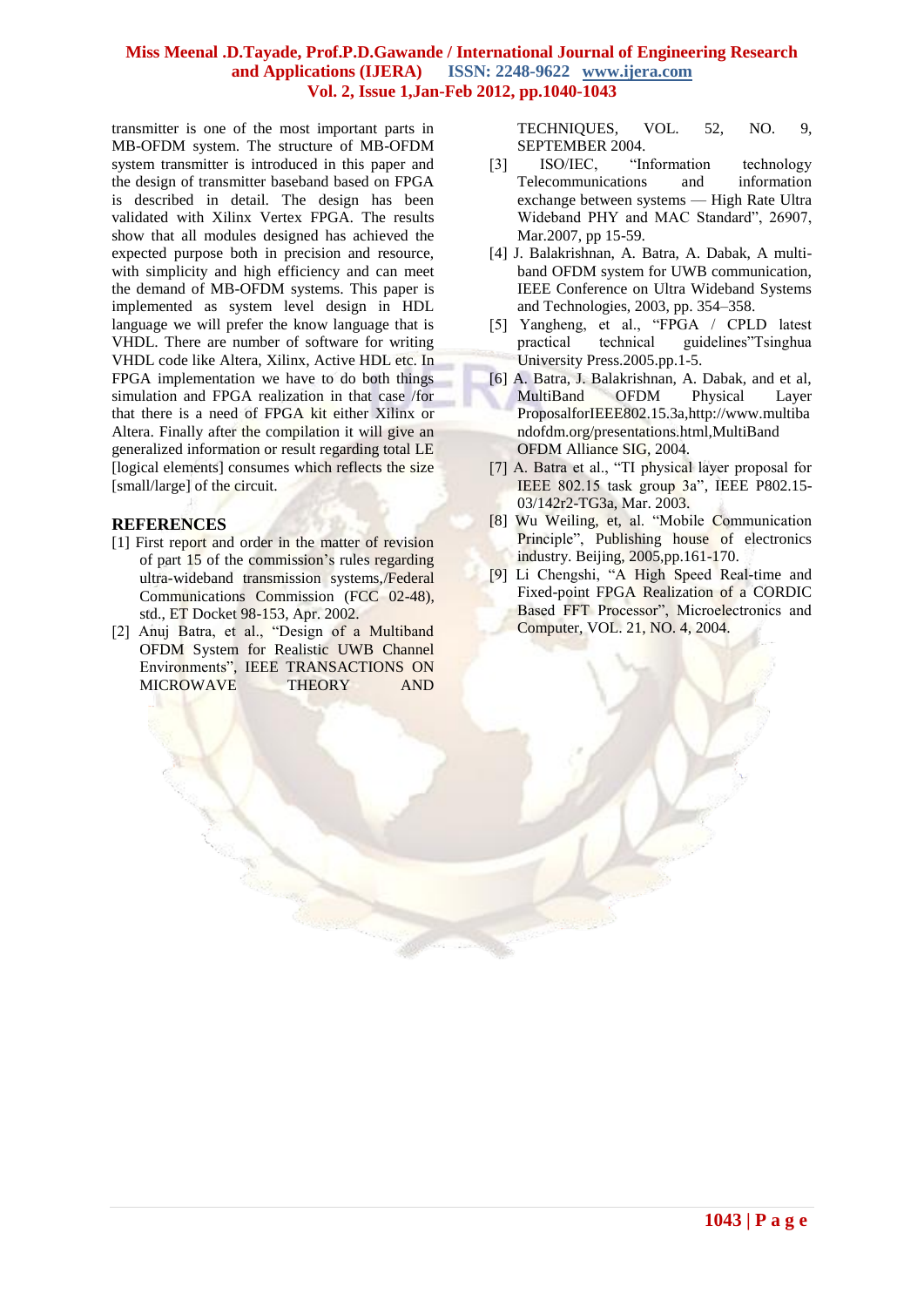transmitter is one of the most important parts in MB-OFDM system. The structure of MB-OFDM system transmitter is introduced in this paper and the design of transmitter baseband based on FPGA is described in detail. The design has been validated with Xilinx Vertex FPGA. The results show that all modules designed has achieved the expected purpose both in precision and resource, with simplicity and high efficiency and can meet the demand of MB-OFDM systems. This paper is implemented as system level design in HDL language we will prefer the know language that is VHDL. There are number of software for writing VHDL code like Altera, Xilinx, Active HDL etc. In FPGA implementation we have to do both things simulation and FPGA realization in that case /for that there is a need of FPGA kit either Xilinx or Altera. Finally after the compilation it will give an generalized information or result regarding total LE [logical elements] consumes which reflects the size [small/large] of the circuit.

## REFERENCES

[1] First report and order in the matter of revision of part 15 of the commission's rules regarding ultra-wideband transmission systems,/Federal Communications Commission (FCC 02-48), std., ET Docket 98-153, Apr. 2002.

[2] Anuj Batra, et al., "Design of a Multiband OFDM System for Realistic UWB Channel Environments", IEEE TRANSACTIONS ON MICROWAVE THEORY AND TECHNIQUES, VOL. 52, NO. 9, SEPTEMBER 2004.

[3] ISO/IEC, "Information technology Telecommunications and information exchange between systems — High Rate Ultra Wideband PHY and MAC Standard", 26907, Mar.2007, pp 15-59.

[4] J. Balakrishnan, A. Batra, A. Dabak, A multi-band OFDM system for UWB communication, IEEE Conference on Ultra Wideband Systems and Technologies, 2003, pp. 354–358.

[5] Yangheng, et al., "FPGA / CPLD latest practical technical guidelines"Tsinghua University Press.2005.pp.1-5.

[6] A. Batra, J. Balakrishnan, A. Dabak, and et al, MultiBand OFDM Physical Layer ProposalforIEEE802.15.3a,http://www.multibandofdm.org/presentations.html,MultiBand OFDM Alliance SIG, 2004.

[7] A. Batra et al., "TI physical layer proposal for IEEE 802.15 task group 3a", IEEE P802.15-03/142r2-TG3a, Mar. 2003.

[8] Wu Weiling, et, al. "Mobile Communication Principle", Publishing house of electronics industry. Beijing, 2005,pp.161-170.

[9] Li Chengshi, "A High Speed Real-time and Fixed-point FPGA Realization of a CORDIC Based FFT Processor", Microelectronics and Computer, VOL. 21, NO. 4, 2004.